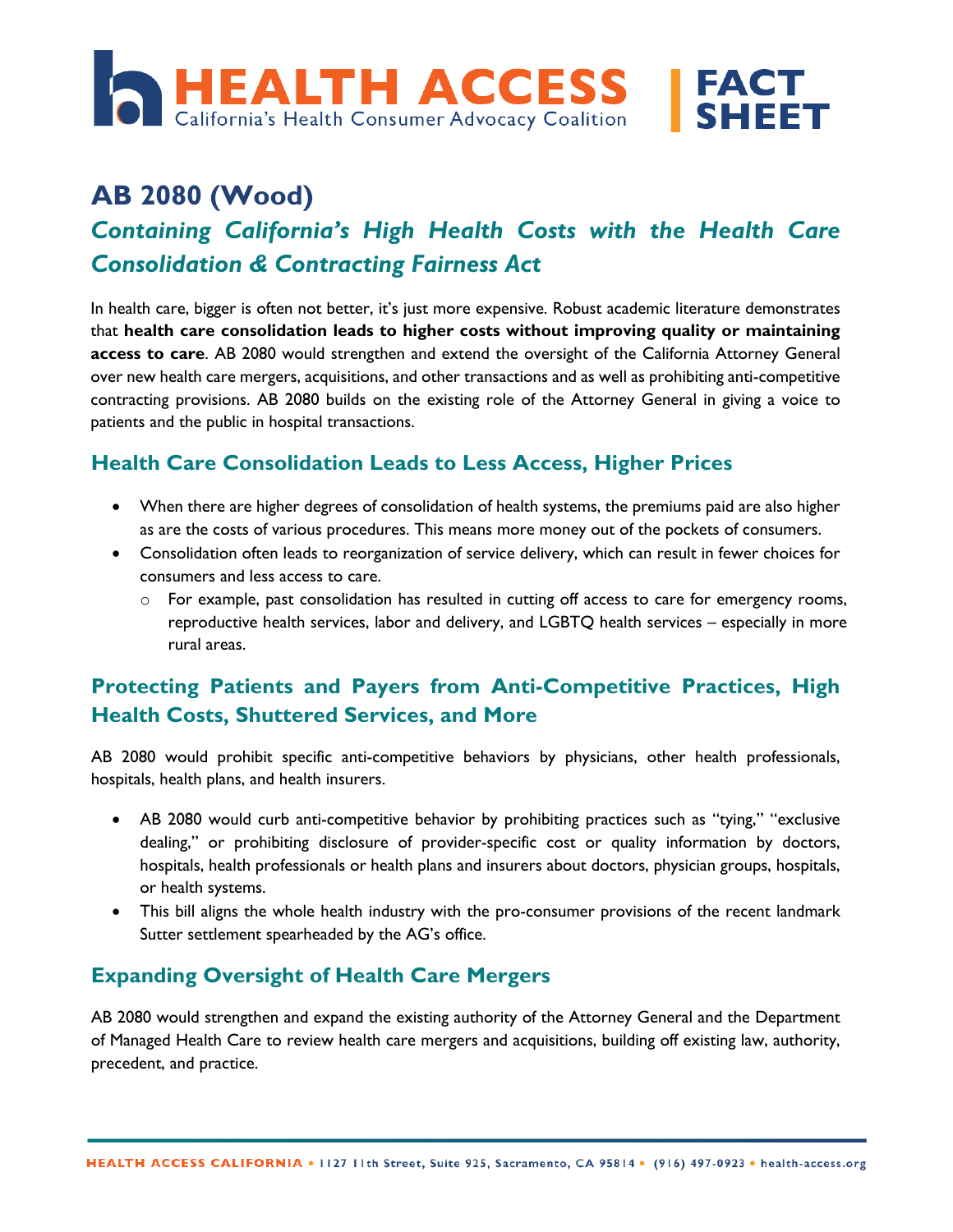# HEALTH ACCESS

California's Health Consumer Advocacy Coalition

**FACT SHEET**

# AB 2080 (Wood)

## *Containing California's High Health Costs with the Health Care Consolidation & Contracting Fairness Act*

In health care, bigger is often not better, it's just more expensive. Robust academic literature demonstrates that **health care consolidation leads to higher costs without improving quality or maintaining access to care**. AB 2080 would strengthen and extend the oversight of the California Attorney General over new health care mergers, acquisitions, and other transactions and as well as prohibiting anti-competitive contracting provisions. AB 2080 builds on the existing role of the Attorney General in giving a voice to patients and the public in hospital transactions.

### Health Care Consolidation Leads to Less Access, Higher Prices

- When there are higher degrees of consolidation of health systems, the premiums paid are also higher as are the costs of various procedures. This means more money out of the pockets of consumers.
- Consolidation often leads to reorganization of service delivery, which can result in fewer choices for consumers and less access to care.
  - For example, past consolidation has resulted in cutting off access to care for emergency rooms, reproductive health services, labor and delivery, and LGBTQ health services – especially in more rural areas.

### Protecting Patients and Payers from Anti-Competitive Practices, High Health Costs, Shuttered Services, and More

AB 2080 would prohibit specific anti-competitive behaviors by physicians, other health professionals, hospitals, health plans, and health insurers.

- AB 2080 would curb anti-competitive behavior by prohibiting practices such as "tying," "exclusive dealing," or prohibiting disclosure of provider-specific cost or quality information by doctors, hospitals, health professionals or health plans and insurers about doctors, physician groups, hospitals, or health systems.
- This bill aligns the whole health industry with the pro-consumer provisions of the recent landmark Sutter settlement spearheaded by the AG's office.

### Expanding Oversight of Health Care Mergers

AB 2080 would strengthen and expand the existing authority of the Attorney General and the Department of Managed Health Care to review health care mergers and acquisitions, building off existing law, authority, precedent, and practice.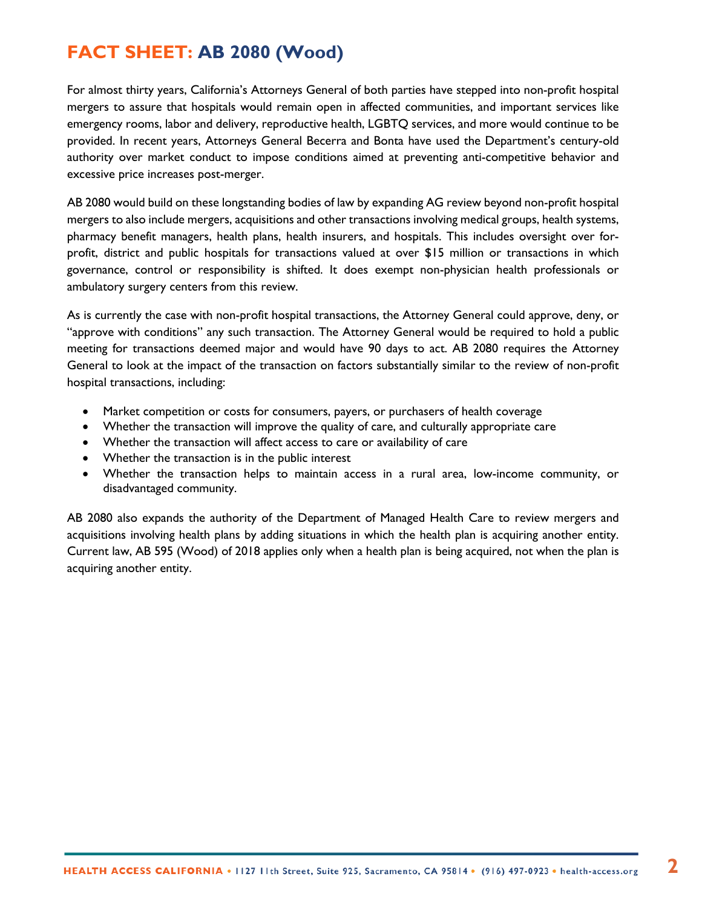# FACT SHEET: AB 2080 (Wood)

For almost thirty years, California's Attorneys General of both parties have stepped into non-profit hospital mergers to assure that hospitals would remain open in affected communities, and important services like emergency rooms, labor and delivery, reproductive health, LGBTQ services, and more would continue to be provided. In recent years, Attorneys General Becerra and Bonta have used the Department's century-old authority over market conduct to impose conditions aimed at preventing anti-competitive behavior and excessive price increases post-merger.

AB 2080 would build on these longstanding bodies of law by expanding AG review beyond non-profit hospital mergers to also include mergers, acquisitions and other transactions involving medical groups, health systems, pharmacy benefit managers, health plans, health insurers, and hospitals. This includes oversight over for-profit, district and public hospitals for transactions valued at over $15 million or transactions in which governance, control or responsibility is shifted. It does exempt non-physician health professionals or ambulatory surgery centers from this review.

As is currently the case with non-profit hospital transactions, the Attorney General could approve, deny, or "approve with conditions" any such transaction. The Attorney General would be required to hold a public meeting for transactions deemed major and would have 90 days to act. AB 2080 requires the Attorney General to look at the impact of the transaction on factors substantially similar to the review of non-profit hospital transactions, including:

- Market competition or costs for consumers, payers, or purchasers of health coverage
- Whether the transaction will improve the quality of care, and culturally appropriate care
- Whether the transaction will affect access to care or availability of care
- Whether the transaction is in the public interest
- Whether the transaction helps to maintain access in a rural area, low-income community, or disadvantaged community.

AB 2080 also expands the authority of the Department of Managed Health Care to review mergers and acquisitions involving health plans by adding situations in which the health plan is acquiring another entity. Current law, AB 595 (Wood) of 2018 applies only when a health plan is being acquired, not when the plan is acquiring another entity.